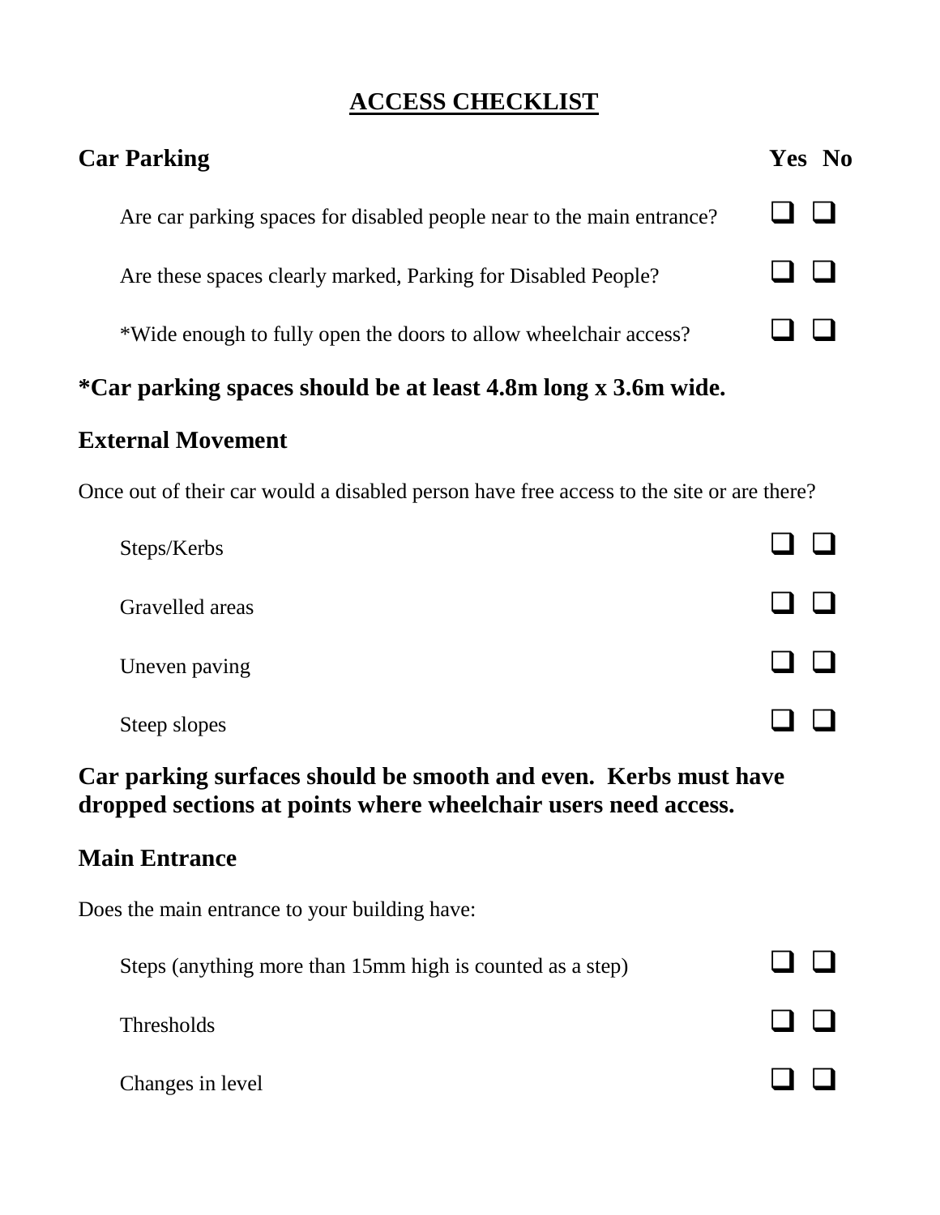# ACCESS CHECKLIST

## Car Parking

| | Yes | No |
|---|---|---|
| Are car parking spaces for disabled people near to the main entrance? | ❑ | ❑ |
| Are these spaces clearly marked, Parking for Disabled People? | ❑ | ❑ |
| *Wide enough to fully open the doors to allow wheelchair access? | ❑ | ❑ |

**\*Car parking spaces should be at least 4.8m long x 3.6m wide.**

## External Movement

Once out of their car would a disabled person have free access to the site or are there?

| | Yes | No |
|---|---|---|
| Steps/Kerbs | ❑ | ❑ |
| Gravelled areas | ❑ | ❑ |
| Uneven paving | ❑ | ❑ |
| Steep slopes | ❑ | ❑ |

**Car parking surfaces should be smooth and even. Kerbs must have dropped sections at points where wheelchair users need access.**

## Main Entrance

Does the main entrance to your building have:

| | Yes | No |
|---|---|---|
| Steps (anything more than 15mm high is counted as a step) | ❑ | ❑ |
| Thresholds | ❑ | ❑ |
| Changes in level | ❑ | ❑ |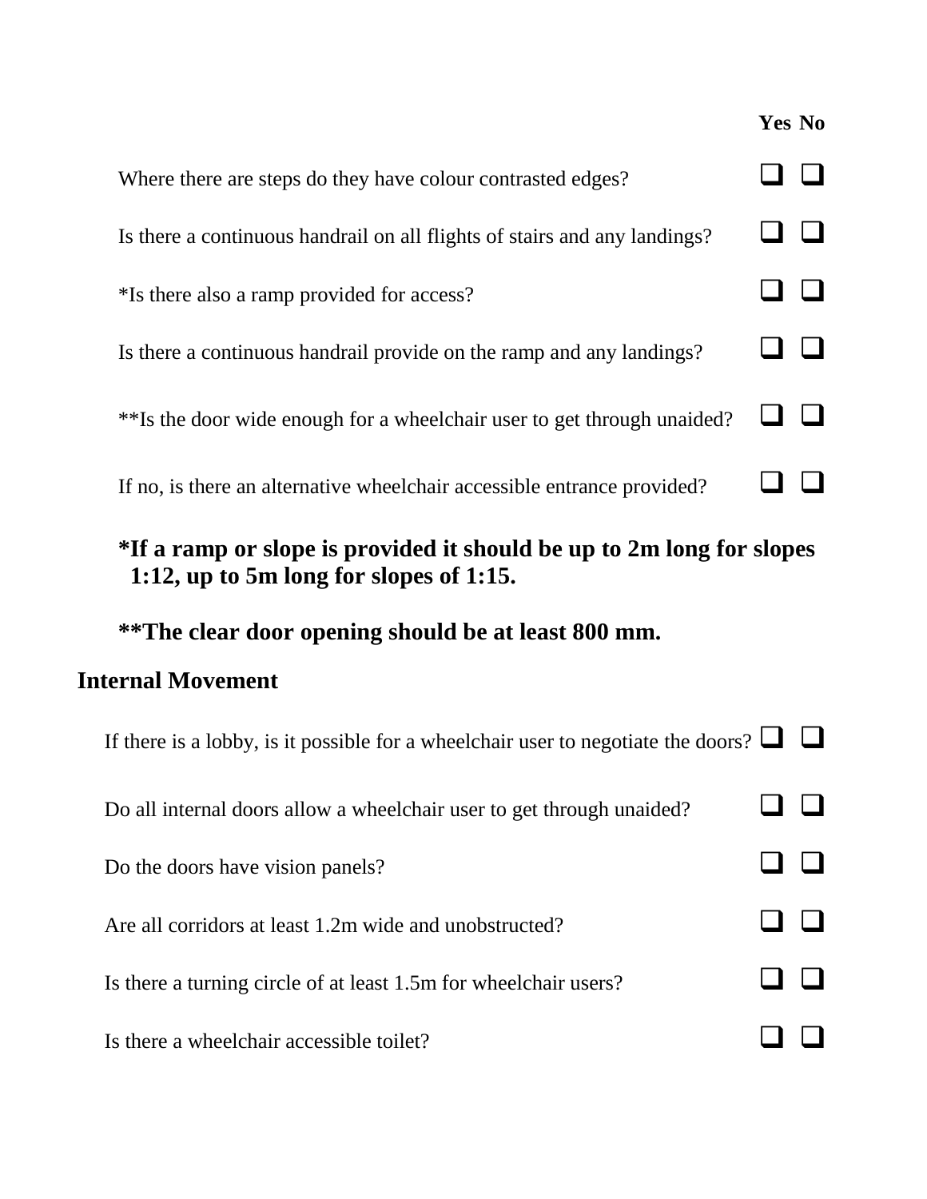| | Yes | No |
|---|---|---|
| Where there are steps do they have colour contrasted edges? | ❑ | ❑ |
| Is there a continuous handrail on all flights of stairs and any landings? | ❑ | ❑ |
| *Is there also a ramp provided for access? | ❑ | ❑ |
| Is there a continuous handrail provide on the ramp and any landings? | ❑ | ❑ |
| **Is the door wide enough for a wheelchair user to get through unaided? | ❑ | ❑ |
| If no, is there an alternative wheelchair accessible entrance provided? | ❑ | ❑ |

**\*If a ramp or slope is provided it should be up to 2m long for slopes 1:12, up to 5m long for slopes of 1:15.**

**\*\*The clear door opening should be at least 800 mm.**

## Internal Movement

| | Yes | No |
|---|---|---|
| If there is a lobby, is it possible for a wheelchair user to negotiate the doors? | ❑ | ❑ |
| Do all internal doors allow a wheelchair user to get through unaided? | ❑ | ❑ |
| Do the doors have vision panels? | ❑ | ❑ |
| Are all corridors at least 1.2m wide and unobstructed? | ❑ | ❑ |
| Is there a turning circle of at least 1.5m for wheelchair users? | ❑ | ❑ |
| Is there a wheelchair accessible toilet? | ❑ | ❑ |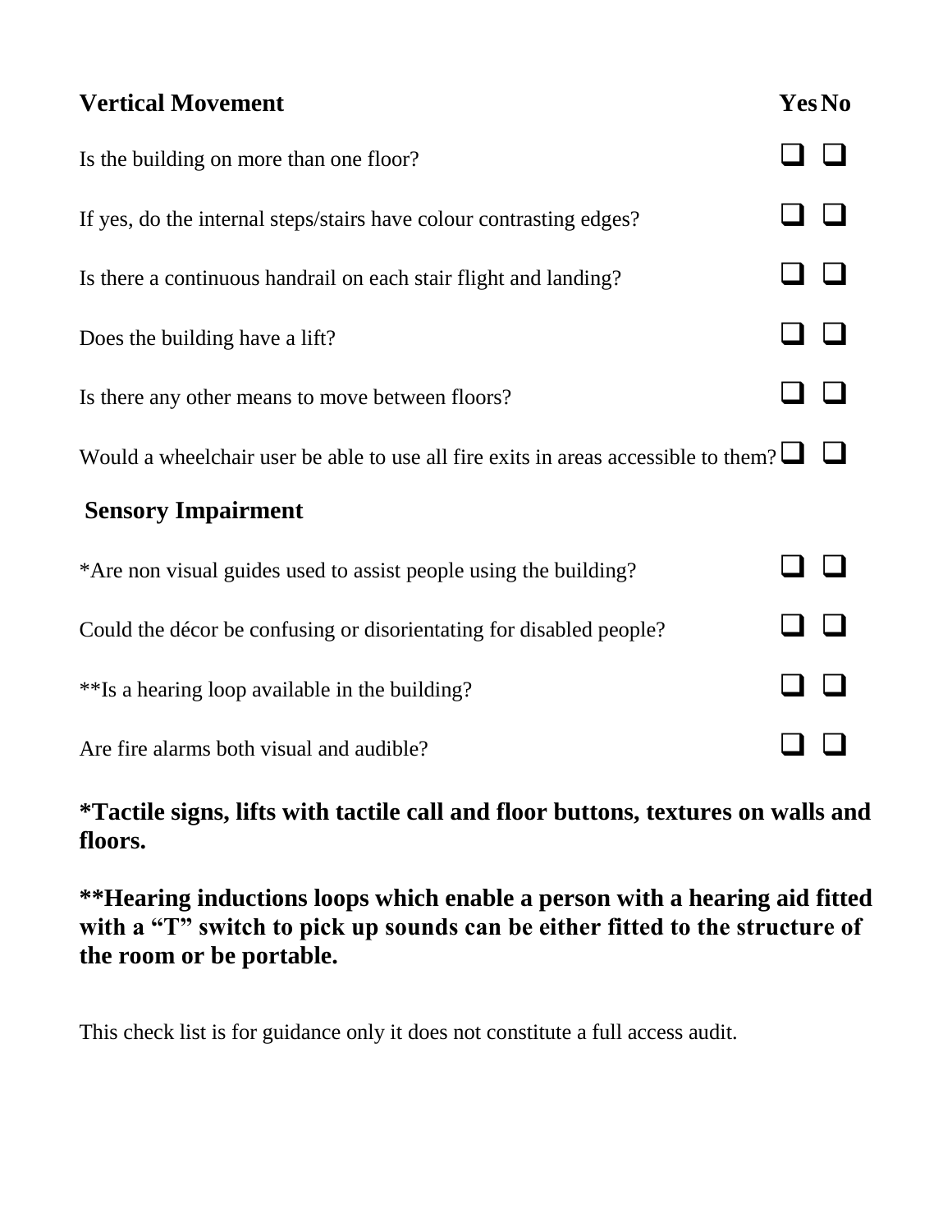| Vertical Movement | Yes | No |
|---|---|---|
| Is the building on more than one floor? | ❑ | ❑ |
| If yes, do the internal steps/stairs have colour contrasting edges? | ❑ | ❑ |
| Is there a continuous handrail on each stair flight and landing? | ❑ | ❑ |
| Does the building have a lift? | ❑ | ❑ |
| Is there any other means to move between floors? | ❑ | ❑ |
| Would a wheelchair user be able to use all fire exits in areas accessible to them? | ❑ | ❑ |
| **Sensory Impairment** | | |
| *Are non visual guides used to assist people using the building? | ❑ | ❑ |
| Could the décor be confusing or disorientating for disabled people? | ❑ | ❑ |
| **Is a hearing loop available in the building? | ❑ | ❑ |
| Are fire alarms both visual and audible? | ❑ | ❑ |

**\*Tactile signs, lifts with tactile call and floor buttons, textures on walls and floors.**

**\*\*Hearing inductions loops which enable a person with a hearing aid fitted with a "T" switch to pick up sounds can be either fitted to the structure of the room or be portable.**

This check list is for guidance only it does not constitute a full access audit.